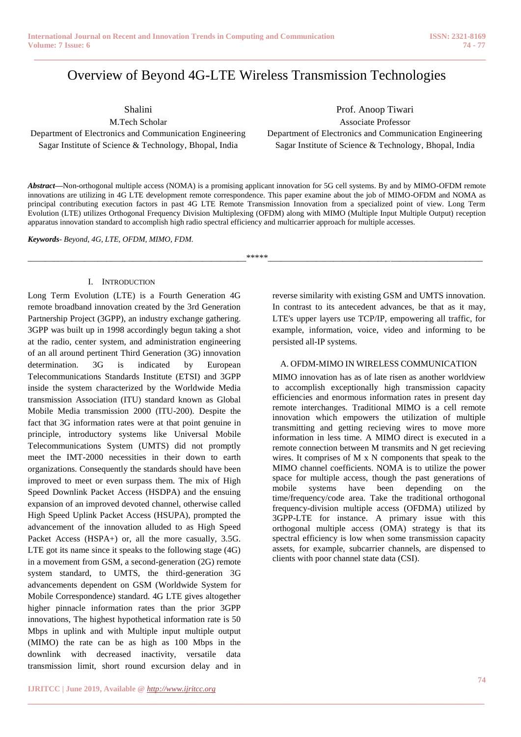# Overview of Beyond 4G-LTE Wireless Transmission Technologies

Shalini
M.Tech Scholar
Department of Electronics and Communication Engineering
Sagar Institute of Science & Technology, Bhopal, India

Prof. Anoop Tiwari
Associate Professor
Department of Electronics and Communication Engineering
Sagar Institute of Science & Technology, Bhopal, India

***Abstract*****—**Non-orthogonal multiple access (NOMA) is a promising applicant innovation for 5G cell systems. By and by MIMO-OFDM remote innovations are utilizing in 4G LTE development remote correspondence. This paper examine about the job of MIMO-OFDM and NOMA as principal contributing execution factors in past 4G LTE Remote Transmission Innovation from a specialized point of view. Long Term Evolution (LTE) utilizes Orthogonal Frequency Division Multiplexing (OFDM) along with MIMO (Multiple Input Multiple Output) reception apparatus innovation standard to accomplish high radio spectral efficiency and multicarrier approach for multiple accesses.

***Keywords****- Beyond, 4G, LTE, OFDM, MIMO, FDM.*

\*\*\*\*\*

## I. Introduction

Long Term Evolution (LTE) is a Fourth Generation 4G remote broadband innovation created by the 3rd Generation Partnership Project (3GPP), an industry exchange gathering. 3GPP was built up in 1998 accordingly begun taking a shot at the radio, center system, and administration engineering of an all around pertinent Third Generation (3G) innovation determination. 3G is indicated by European Telecommunications Standards Institute (ETSI) and 3GPP inside the system characterized by the Worldwide Media transmission Association (ITU) standard known as Global Mobile Media transmission 2000 (ITU-200). Despite the fact that 3G information rates were at that point genuine in principle, introductory systems like Universal Mobile Telecommunications System (UMTS) did not promptly meet the IMT-2000 necessities in their down to earth organizations. Consequently the standards should have been improved to meet or even surpass them. The mix of High Speed Downlink Packet Access (HSDPA) and the ensuing expansion of an improved devoted channel, otherwise called High Speed Uplink Packet Access (HSUPA), prompted the advancement of the innovation alluded to as High Speed Packet Access (HSPA+) or, all the more casually, 3.5G. LTE got its name since it speaks to the following stage (4G) in a movement from GSM, a second-generation (2G) remote system standard, to UMTS, the third-generation 3G advancements dependent on GSM (Worldwide System for Mobile Correspondence) standard. 4G LTE gives altogether higher pinnacle information rates than the prior 3GPP innovations, The highest hypothetical information rate is 50 Mbps in uplink and with Multiple input multiple output (MIMO) the rate can be as high as 100 Mbps in the downlink with decreased inactivity, versatile data transmission limit, short round excursion delay and in reverse similarity with existing GSM and UMTS innovation. In contrast to its antecedent advances, be that as it may, LTE's upper layers use TCP/IP, empowering all traffic, for example, information, voice, video and informing to be persisted all-IP systems.

### A. OFDM-MIMO IN WIRELESS COMMUNICATION

MIMO innovation has as of late risen as another worldview to accomplish exceptionally high transmission capacity efficiencies and enormous information rates in present day remote interchanges. Traditional MIMO is a cell remote innovation which empowers the utilization of multiple transmitting and getting recieving wires to move more information in less time. A MIMO direct is executed in a remote connection between M transmits and N get recieving wires. It comprises of M x N components that speak to the MIMO channel coefficients. NOMA is to utilize the power space for multiple access, though the past generations of mobile systems have been depending on the time/frequency/code area. Take the traditional orthogonal frequency-division multiple access (OFDMA) utilized by 3GPP-LTE for instance. A primary issue with this orthogonal multiple access (OMA) strategy is that its spectral efficiency is low when some transmission capacity assets, for example, subcarrier channels, are dispensed to clients with poor channel state data (CSI).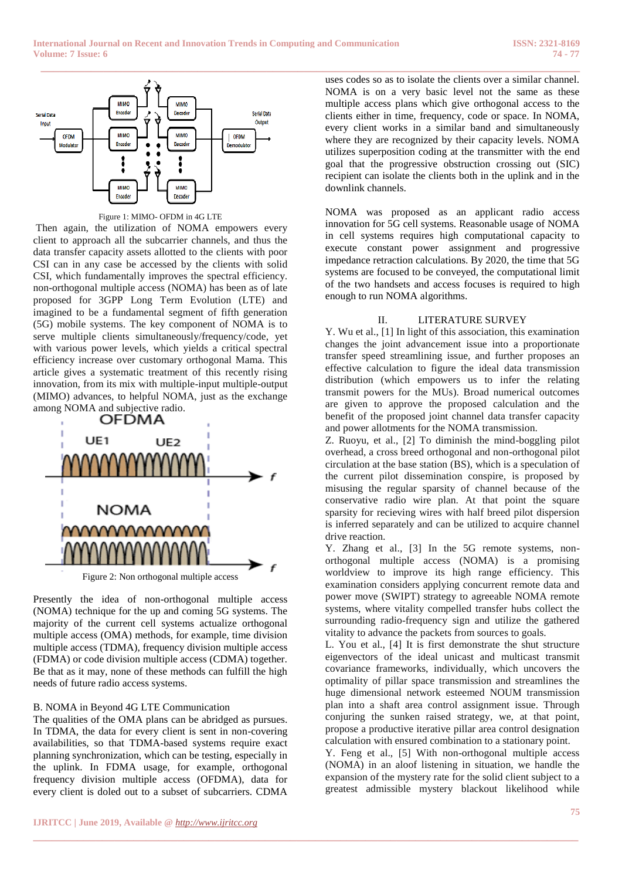Figure 1: MIMO- OFDM in 4G LTE

Then again, the utilization of NOMA empowers every client to approach all the subcarrier channels, and thus the data transfer capacity assets allotted to the clients with poor CSI can in any case be accessed by the clients with solid CSI, which fundamentally improves the spectral efficiency. non-orthogonal multiple access (NOMA) has been as of late proposed for 3GPP Long Term Evolution (LTE) and imagined to be a fundamental segment of fifth generation (5G) mobile systems. The key component of NOMA is to serve multiple clients simultaneously/frequency/code, yet with various power levels, which yields a critical spectral efficiency increase over customary orthogonal Mama. This article gives a systematic treatment of this recently rising innovation, from its mix with multiple-input multiple-output (MIMO) advances, to helpful NOMA, just as the exchange among NOMA and subjective radio.

Figure 2: Non orthogonal multiple access

Presently the idea of non-orthogonal multiple access (NOMA) technique for the up and coming 5G systems. The majority of the current cell systems actualize orthogonal multiple access (OMA) methods, for example, time division multiple access (TDMA), frequency division multiple access (FDMA) or code division multiple access (CDMA) together. Be that as it may, none of these methods can fulfill the high needs of future radio access systems.

B. NOMA in Beyond 4G LTE Communication

The qualities of the OMA plans can be abridged as pursues. In TDMA, the data for every client is sent in non-covering availabilities, so that TDMA-based systems require exact planning synchronization, which can be testing, especially in the uplink. In FDMA usage, for example, orthogonal frequency division multiple access (OFDMA), data for every client is doled out to a subset of subcarriers. CDMA uses codes so as to isolate the clients over a similar channel. NOMA is on a very basic level not the same as these multiple access plans which give orthogonal access to the clients either in time, frequency, code or space. In NOMA, every client works in a similar band and simultaneously where they are recognized by their capacity levels. NOMA utilizes superposition coding at the transmitter with the end goal that the progressive obstruction crossing out (SIC) recipient can isolate the clients both in the uplink and in the downlink channels.

NOMA was proposed as an applicant radio access innovation for 5G cell systems. Reasonable usage of NOMA in cell systems requires high computational capacity to execute constant power assignment and progressive impedance retraction calculations. By 2020, the time that 5G systems are focused to be conveyed, the computational limit of the two handsets and access focuses is required to high enough to run NOMA algorithms.

## II. LITERATURE SURVEY

Y. Wu et al., [1] In light of this association, this examination changes the joint advancement issue into a proportionate transfer speed streamlining issue, and further proposes an effective calculation to figure the ideal data transmission distribution (which empowers us to infer the relating transmit powers for the MUs). Broad numerical outcomes are given to approve the proposed calculation and the benefit of the proposed joint channel data transfer capacity and power allotments for the NOMA transmission.

Z. Ruoyu, et al., [2] To diminish the mind-boggling pilot overhead, a cross breed orthogonal and non-orthogonal pilot circulation at the base station (BS), which is a speculation of the current pilot dissemination conspire, is proposed by misusing the regular sparsity of channel because of the conservative radio wire plan. At that point the square sparsity for recieving wires with half breed pilot dispersion is inferred separately and can be utilized to acquire channel drive reaction.

Y. Zhang et al., [3] In the 5G remote systems, non-orthogonal multiple access (NOMA) is a promising worldwide to improve its high range efficiency. This examination considers applying concurrent remote data and power move (SWIPT) strategy to agreeable NOMA remote systems, where vitality compelled transfer hubs collect the surrounding radio-frequency sign and utilize the gathered vitality to advance the packets from sources to goals.

L. You et al., [4] It is first demonstrate the shut structure eigenvectors of the ideal unicast and multicast transmit covariance frameworks, individually, which uncovers the optimality of pillar space transmission and streamlines the huge dimensional network esteemed NOUM transmission plan into a shaft area control assignment issue. Through conjuring the sunken raised strategy, we, at that point, propose a productive iterative pillar area control designation calculation with ensured combination to a stationary point.

Y. Feng et al., [5] With non-orthogonal multiple access (NOMA) in an aloof listening in situation, we handle the expansion of the mystery rate for the solid client subject to a greatest admissible mystery blackout likelihood while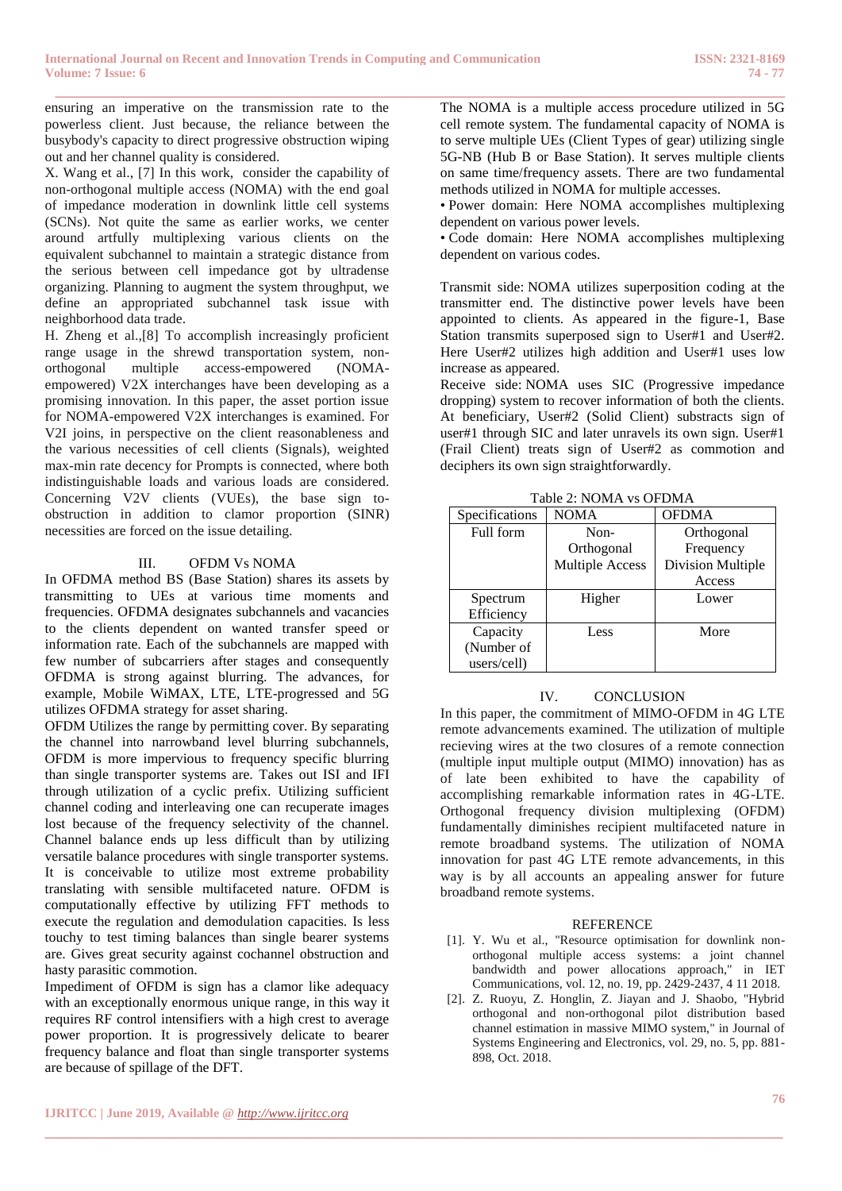ensuring an imperative on the transmission rate to the powerless client. Just because, the reliance between the busybody's capacity to direct progressive obstruction wiping out and her channel quality is considered.

X. Wang et al., [7] In this work, consider the capability of non-orthogonal multiple access (NOMA) with the end goal of impedance moderation in downlink little cell systems (SCNs). Not quite the same as earlier works, we center around artfully multiplexing various clients on the equivalent subchannel to maintain a strategic distance from the serious between cell impedance got by ultradense organizing. Planning to augment the system throughput, we define an appropriated subchannel task issue with neighborhood data trade.

H. Zheng et al.,[8] To accomplish increasingly proficient range usage in the shrewd transportation system, non-orthogonal multiple access-empowered (NOMA-empowered) V2X interchanges have been developing as a promising innovation. In this paper, the asset portion issue for NOMA-empowered V2X interchanges is examined. For V2I joins, in perspective on the client reasonableness and the various necessities of cell clients (Signals), weighted max-min rate decency for Prompts is connected, where both indistinguishable loads and various loads are considered. Concerning V2V clients (VUEs), the base sign to-obstruction in addition to clamor proportion (SINR) necessities are forced on the issue detailing.

## III. OFDM Vs NOMA

In OFDMA method BS (Base Station) shares its assets by transmitting to UEs at various time moments and frequencies. OFDMA designates subchannels and vacancies to the clients dependent on wanted transfer speed or information rate. Each of the subchannels are mapped with few number of subcarriers after stages and consequently OFDMA is strong against blurring. The advances, for example, Mobile WiMAX, LTE, LTE-progressed and 5G utilizes OFDMA strategy for asset sharing.

OFDM Utilizes the range by permitting cover. By separating the channel into narrowband level blurring subchannels, OFDM is more impervious to frequency specific blurring than single transporter systems are. Takes out ISI and IFI through utilization of a cyclic prefix. Utilizing sufficient channel coding and interleaving one can recuperate images lost because of the frequency selectivity of the channel. Channel balance ends up less difficult than by utilizing versatile balance procedures with single transporter systems. It is conceivable to utilize most extreme probability translating with sensible multifaceted nature. OFDM is computationally effective by utilizing FFT methods to execute the regulation and demodulation capacities. Is less touchy to test timing balances than single bearer systems are. Gives great security against cochannel obstruction and hasty parasitic commotion.

Impediment of OFDM is sign has a clamor like adequacy with an exceptionally enormous unique range, in this way it requires RF control intensifiers with a high crest to average power proportion. It is progressively delicate to bearer frequency balance and float than single transporter systems are because of spillage of the DFT.

The NOMA is a multiple access procedure utilized in 5G cell remote system. The fundamental capacity of NOMA is to serve multiple UEs (Client Types of gear) utilizing single 5G-NB (Hub B or Base Station). It serves multiple clients on same time/frequency assets. There are two fundamental methods utilized in NOMA for multiple accesses.

- Power domain: Here NOMA accomplishes multiplexing dependent on various power levels.
- Code domain: Here NOMA accomplishes multiplexing dependent on various codes.

Transmit side: NOMA utilizes superposition coding at the transmitter end. The distinctive power levels have been appointed to clients. As appeared in the figure-1, Base Station transmits superposed sign to User#1 and User#2. Here User#2 utilizes high addition and User#1 uses low increase as appeared.

Receive side: NOMA uses SIC (Progressive impedance dropping) system to recover information of both the clients. At beneficiary, User#2 (Solid Client) substracts sign of user#1 through SIC and later unravels its own sign. User#1 (Frail Client) treats sign of User#2 as commotion and deciphers its own sign straightforwardly.

Table 2: NOMA vs OFDMA

| Specifications | NOMA | OFDMA |
|---|---|---|
| Full form | Non-Orthogonal Multiple Access | Orthogonal Frequency Division Multiple Access |
| Spectrum Efficiency | Higher | Lower |
| Capacity (Number of users/cell) | Less | More |

## IV. CONCLUSION

In this paper, the commitment of MIMO-OFDM in 4G LTE remote advancements examined. The utilization of multiple recieving wires at the two closures of a remote connection (multiple input multiple output (MIMO) innovation) has as of late been exhibited to have the capability of accomplishing remarkable information rates in 4G-LTE. Orthogonal frequency division multiplexing (OFDM) fundamentally diminishes recipient multifaceted nature in remote broadband systems. The utilization of NOMA innovation for past 4G LTE remote advancements, in this way is by all accounts an appealing answer for future broadband remote systems.

## REFERENCE

[1]. Y. Wu et al., "Resource optimisation for downlink non-orthogonal multiple access systems: a joint channel bandwidth and power allocations approach," in IET Communications, vol. 12, no. 19, pp. 2429-2437, 4 11 2018.

[2]. Z. Ruoyu, Z. Honglin, Z. Jiayan and J. Shaobo, "Hybrid orthogonal and non-orthogonal pilot distribution based channel estimation in massive MIMO system," in Journal of Systems Engineering and Electronics, vol. 29, no. 5, pp. 881-898, Oct. 2018.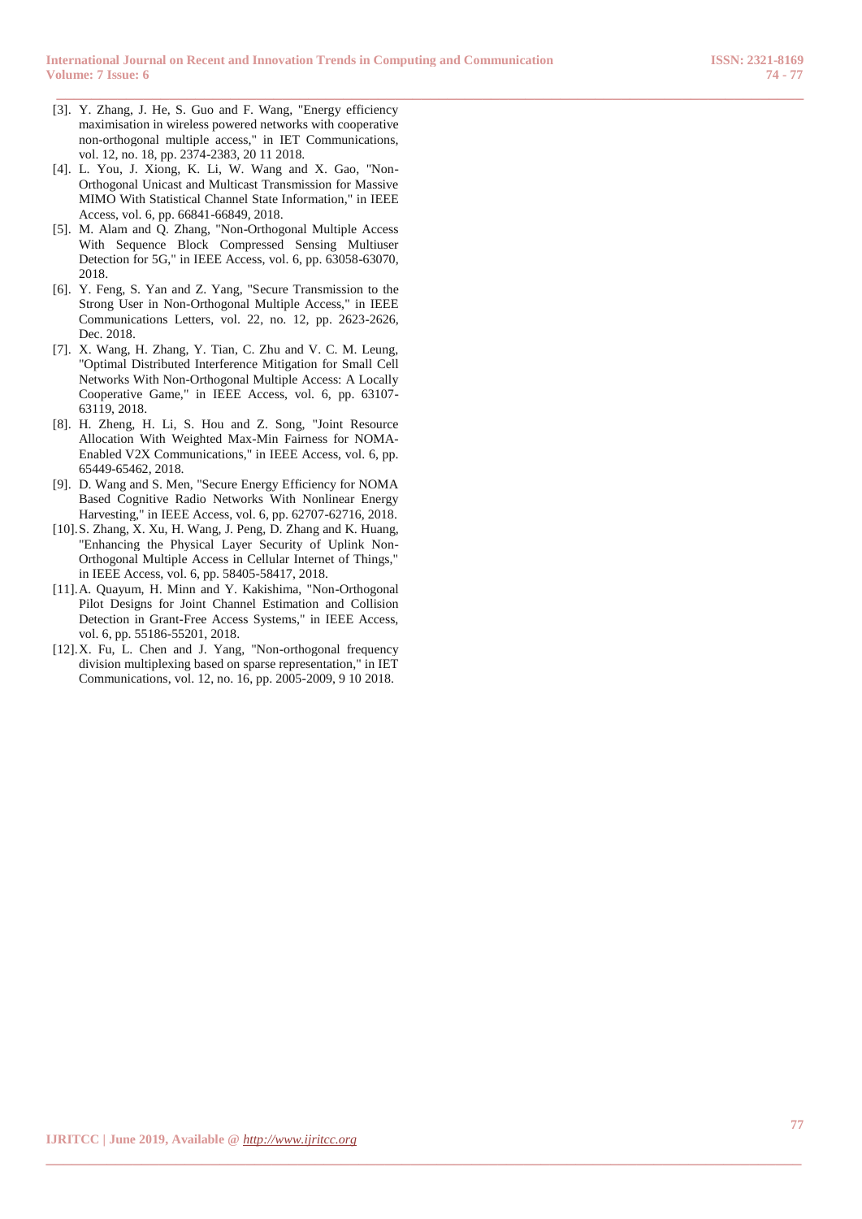[3]. Y. Zhang, J. He, S. Guo and F. Wang, "Energy efficiency maximisation in wireless powered networks with cooperative non-orthogonal multiple access," in IET Communications, vol. 12, no. 18, pp. 2374-2383, 20 11 2018.

[4]. L. You, J. Xiong, K. Li, W. Wang and X. Gao, "Non-Orthogonal Unicast and Multicast Transmission for Massive MIMO With Statistical Channel State Information," in IEEE Access, vol. 6, pp. 66841-66849, 2018.

[5]. M. Alam and Q. Zhang, "Non-Orthogonal Multiple Access With Sequence Block Compressed Sensing Multiuser Detection for 5G," in IEEE Access, vol. 6, pp. 63058-63070, 2018.

[6]. Y. Feng, S. Yan and Z. Yang, "Secure Transmission to the Strong User in Non-Orthogonal Multiple Access," in IEEE Communications Letters, vol. 22, no. 12, pp. 2623-2626, Dec. 2018.

[7]. X. Wang, H. Zhang, Y. Tian, C. Zhu and V. C. M. Leung, "Optimal Distributed Interference Mitigation for Small Cell Networks With Non-Orthogonal Multiple Access: A Locally Cooperative Game," in IEEE Access, vol. 6, pp. 63107-63119, 2018.

[8]. H. Zheng, H. Li, S. Hou and Z. Song, "Joint Resource Allocation With Weighted Max-Min Fairness for NOMA-Enabled V2X Communications," in IEEE Access, vol. 6, pp. 65449-65462, 2018.

[9]. D. Wang and S. Men, "Secure Energy Efficiency for NOMA Based Cognitive Radio Networks With Nonlinear Energy Harvesting," in IEEE Access, vol. 6, pp. 62707-62716, 2018.

[10]. S. Zhang, X. Xu, H. Wang, J. Peng, D. Zhang and K. Huang, "Enhancing the Physical Layer Security of Uplink Non-Orthogonal Multiple Access in Cellular Internet of Things," in IEEE Access, vol. 6, pp. 58405-58417, 2018.

[11]. A. Quayum, H. Minn and Y. Kakishima, "Non-Orthogonal Pilot Designs for Joint Channel Estimation and Collision Detection in Grant-Free Access Systems," in IEEE Access, vol. 6, pp. 55186-55201, 2018.

[12]. X. Fu, L. Chen and J. Yang, "Non-orthogonal frequency division multiplexing based on sparse representation," in IET Communications, vol. 12, no. 16, pp. 2005-2009, 9 10 2018.